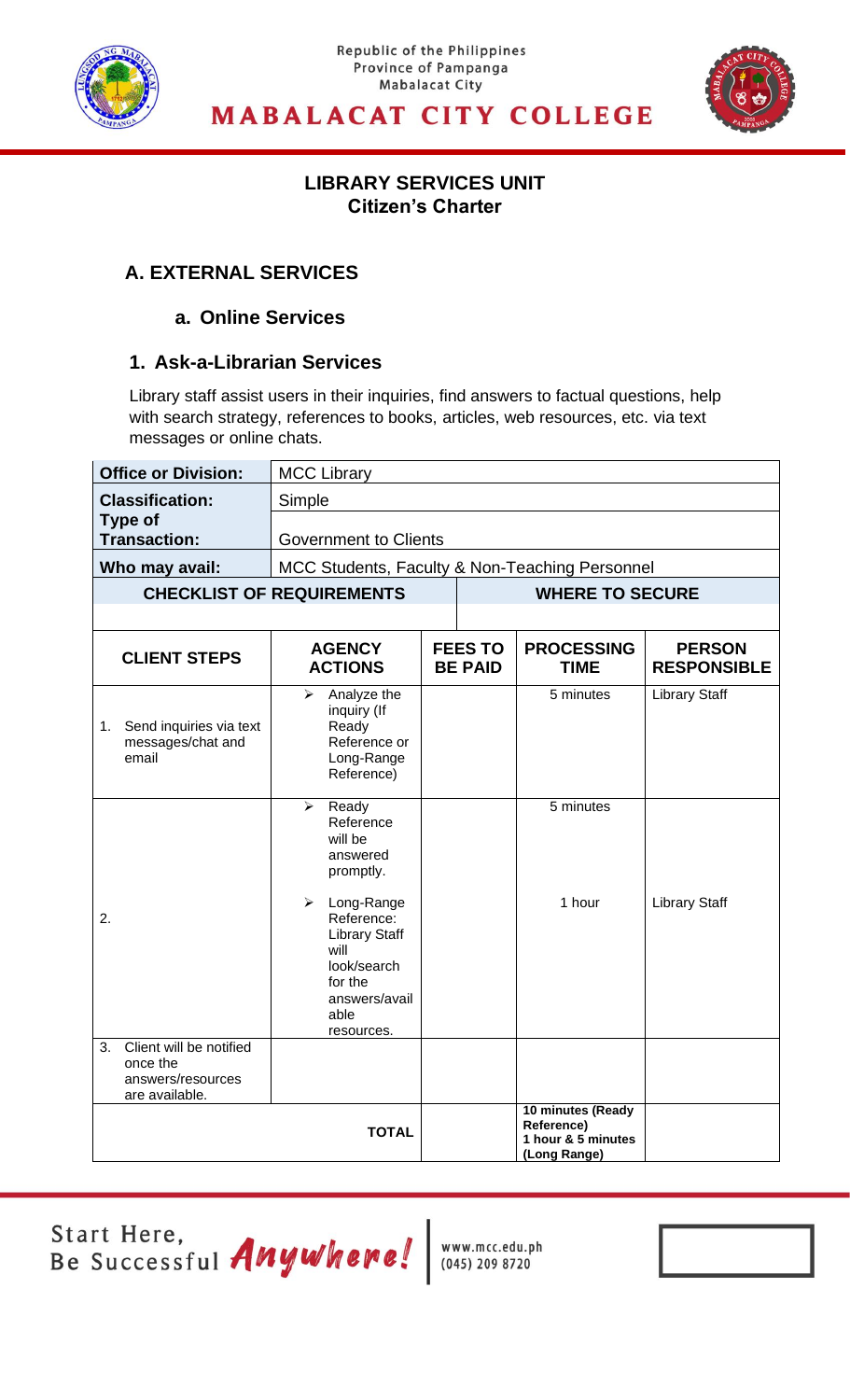Republic of the Philippines
Province of Pampanga
Mabalacat City

**MABALACAT CITY COLLEGE**

## LIBRARY SERVICES UNIT
## Citizen's Charter

## A. EXTERNAL SERVICES

### a. Online Services

### 1. Ask-a-Librarian Services

Library staff assist users in their inquiries, find answers to factual questions, help with search strategy, references to books, articles, web resources, etc. via text messages or online chats.

| **Office or Division:** | MCC Library |
|---|---|
| **Classification:** | Simple |
| **Type of Transaction:** | Government to Clients |
| **Who may avail:** | MCC Students, Faculty & Non-Teaching Personnel |
| **CHECKLIST OF REQUIREMENTS** | **WHERE TO SECURE** |
| | |

| **CLIENT STEPS** | **AGENCY ACTIONS** | **FEES TO BE PAID** | **PROCESSING TIME** | **PERSON RESPONSIBLE** |
|---|---|---|---|---|
| 1. Send inquiries via text messages/chat and email | ➢ Analyze the inquiry (If Ready Reference or Long-Range Reference) | | 5 minutes | Library Staff |
| 2. | ➢ Ready Reference will be answered promptly.<br><br>➢ Long-Range Reference: Library Staff will look/search for the answers/available resources. | | 5 minutes<br><br>1 hour | Library Staff |
| 3. Client will be notified once the answers/resources are available. | | | | |
| | **TOTAL** | | **10 minutes (Ready Reference)**<br>**1 hour & 5 minutes (Long Range)** | |

Start Here, Be Successful *Anywhere!*

www.mcc.edu.ph
(045) 209 8720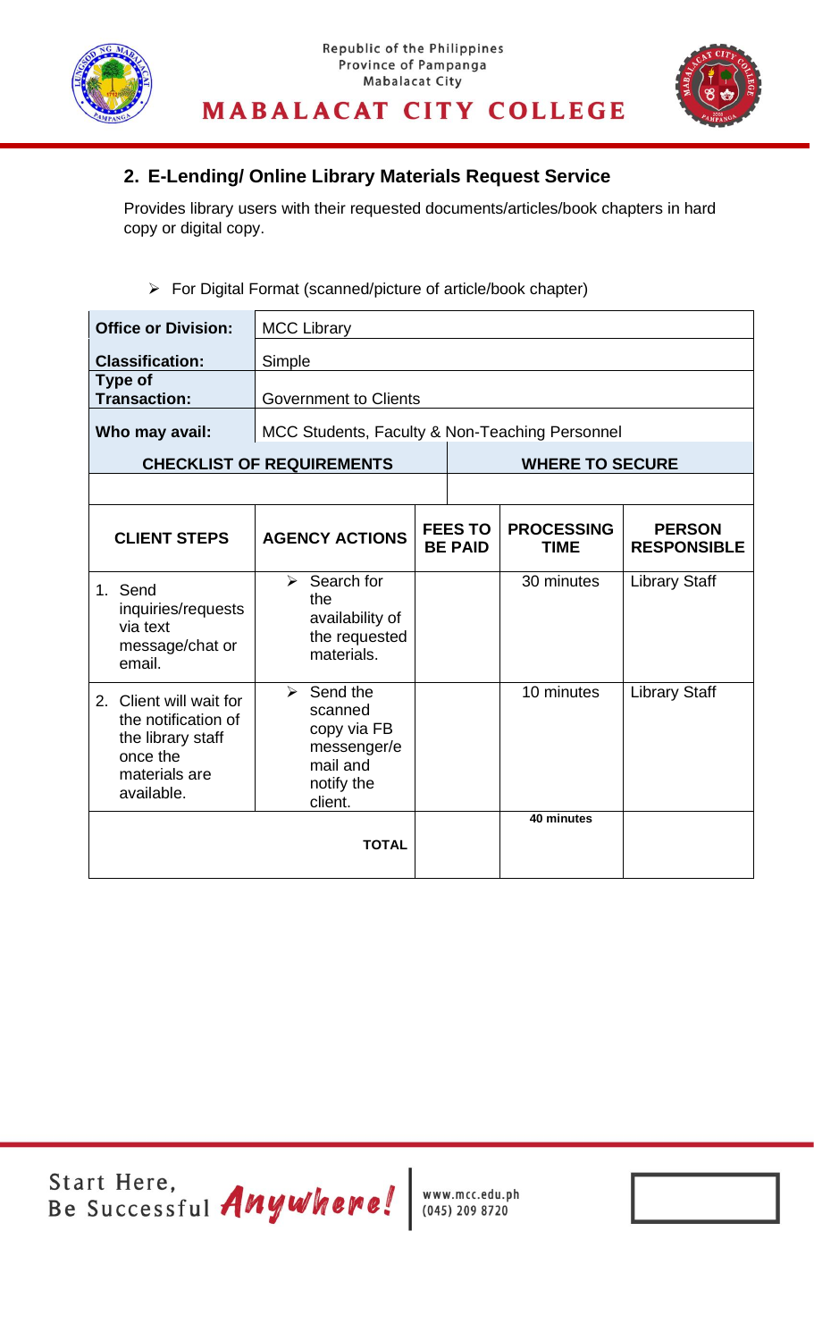## 2. E-Lending/ Online Library Materials Request Service

Provides library users with their requested documents/articles/book chapters in hard copy or digital copy.

- For Digital Format (scanned/picture of article/book chapter)

| **Office or Division:** | MCC Library |
|---|---|
| **Classification:** | Simple |
| **Type of Transaction:** | Government to Clients |
| **Who may avail:** | MCC Students, Faculty & Non-Teaching Personnel |

| **CHECKLIST OF REQUIREMENTS** | **WHERE TO SECURE** |
|---|---|
| | |

| **CLIENT STEPS** | **AGENCY ACTIONS** | **FEES TO BE PAID** | **PROCESSING TIME** | **PERSON RESPONSIBLE** |
|---|---|---|---|---|
| 1. Send inquiries/requests via text message/chat or email. | ➢ Search for the availability of the requested materials. | | 30 minutes | Library Staff |
| 2. Client will wait for the notification of the library staff once the materials are available. | ➢ Send the scanned copy via FB messenger/e mail and notify the client. | | 10 minutes | Library Staff |
| | **TOTAL** | | **40 minutes** | |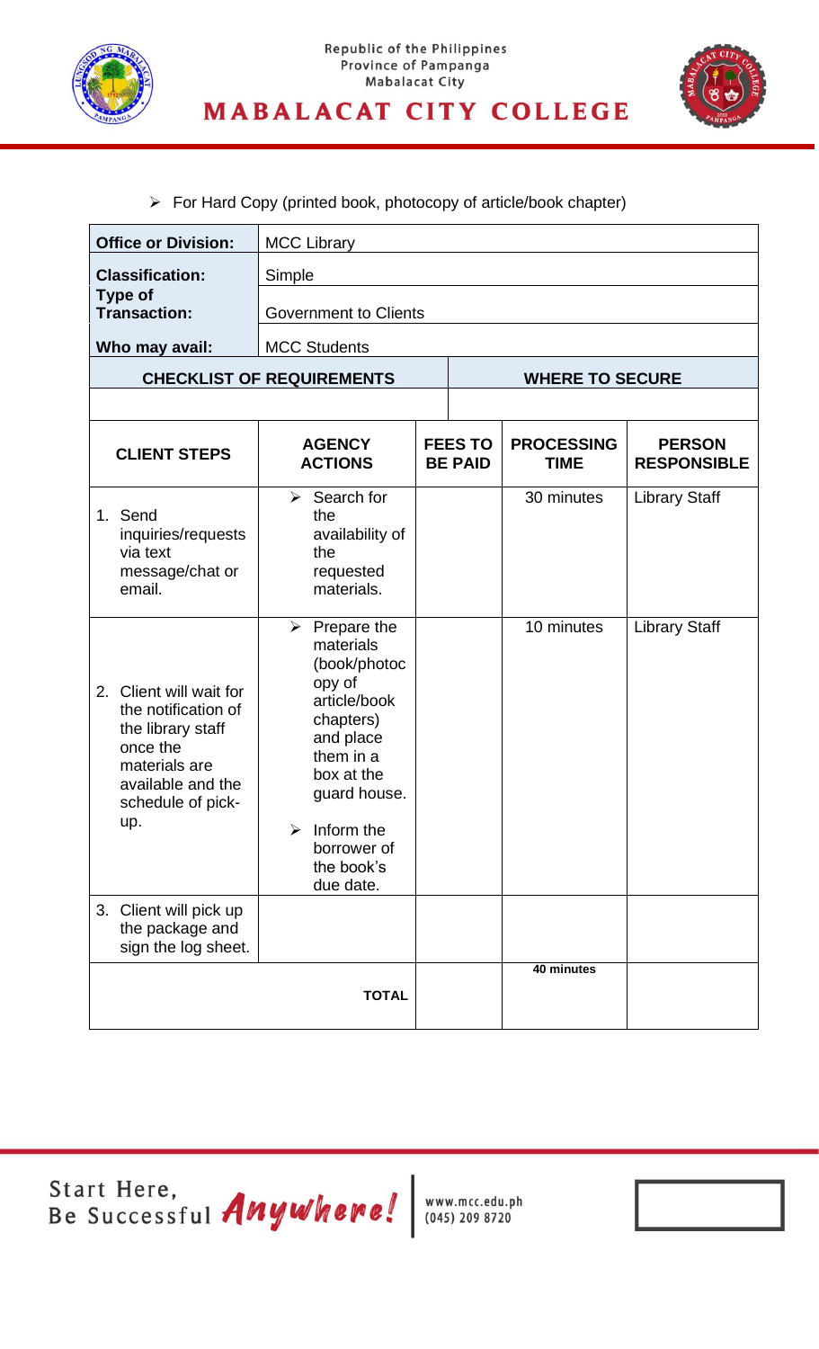➢ For Hard Copy (printed book, photocopy of article/book chapter)

| **Office or Division:** | MCC Library | | | |
|---|---|---|---|---|
| **Classification:** | Simple | | | |
| **Type of Transaction:** | Government to Clients | | | |
| **Who may avail:** | MCC Students | | | |
| **CHECKLIST OF REQUIREMENTS** | | **WHERE TO SECURE** | | |
| | | | | |
| **CLIENT STEPS** | **AGENCY ACTIONS** | **FEES TO BE PAID** | **PROCESSING TIME** | **PERSON RESPONSIBLE** |
| 1. Send inquiries/requests via text message/chat or email. | ➢ Search for the availability of the requested materials. | | 30 minutes | Library Staff |
| 2. Client will wait for the notification of the library staff once the materials are available and the schedule of pick-up. | ➢ Prepare the materials (book/photocopy of article/book chapters) and place them in a box at the guard house. ➢ Inform the borrower of the book's due date. | | 10 minutes | Library Staff |
| 3. Client will pick up the package and sign the log sheet. | | | | |
| **TOTAL** | | | **40 minutes** | |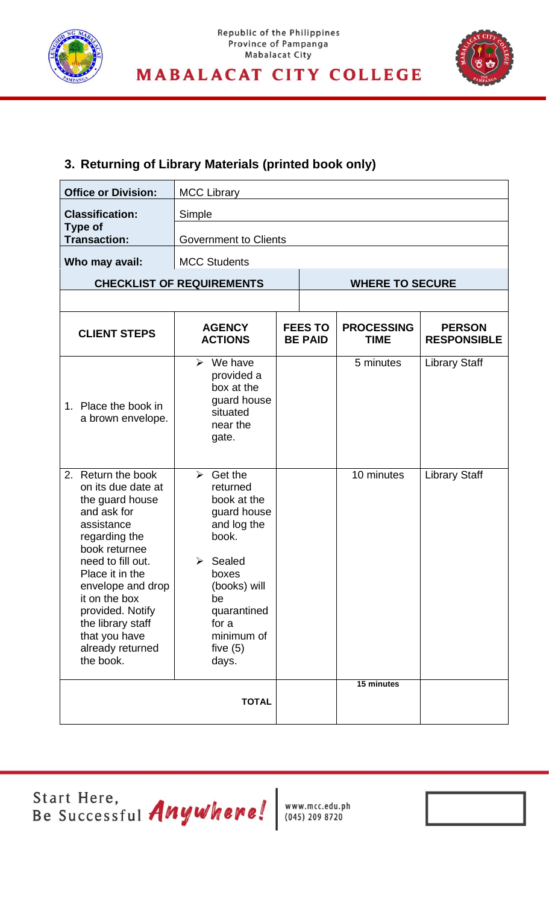## 3. Returning of Library Materials (printed book only)

| | |
|---|---|
| **Office or Division:** | MCC Library |
| **Classification:** | Simple |
| **Type of Transaction:** | Government to Clients |
| **Who may avail:** | MCC Students |

| CHECKLIST OF REQUIREMENTS | WHERE TO SECURE |
|---|---|
| | |

| CLIENT STEPS | AGENCY ACTIONS | FEES TO BE PAID | PROCESSING TIME | PERSON RESPONSIBLE |
|---|---|---|---|---|
| 1. Place the book in a brown envelope. | ➢ We have provided a box at the guard house situated near the gate. | | 5 minutes | Library Staff |
| 2. Return the book on its due date at the guard house and ask for assistance regarding the book returnee need to fill out. Place it in the envelope and drop it on the box provided. Notify the library staff that you have already returned the book. | ➢ Get the returned book at the guard house and log the book.<br>➢ Sealed boxes (books) will be quarantined for a minimum of five (5) days. | | 10 minutes | Library Staff |
| **TOTAL** | | | **15 minutes** | |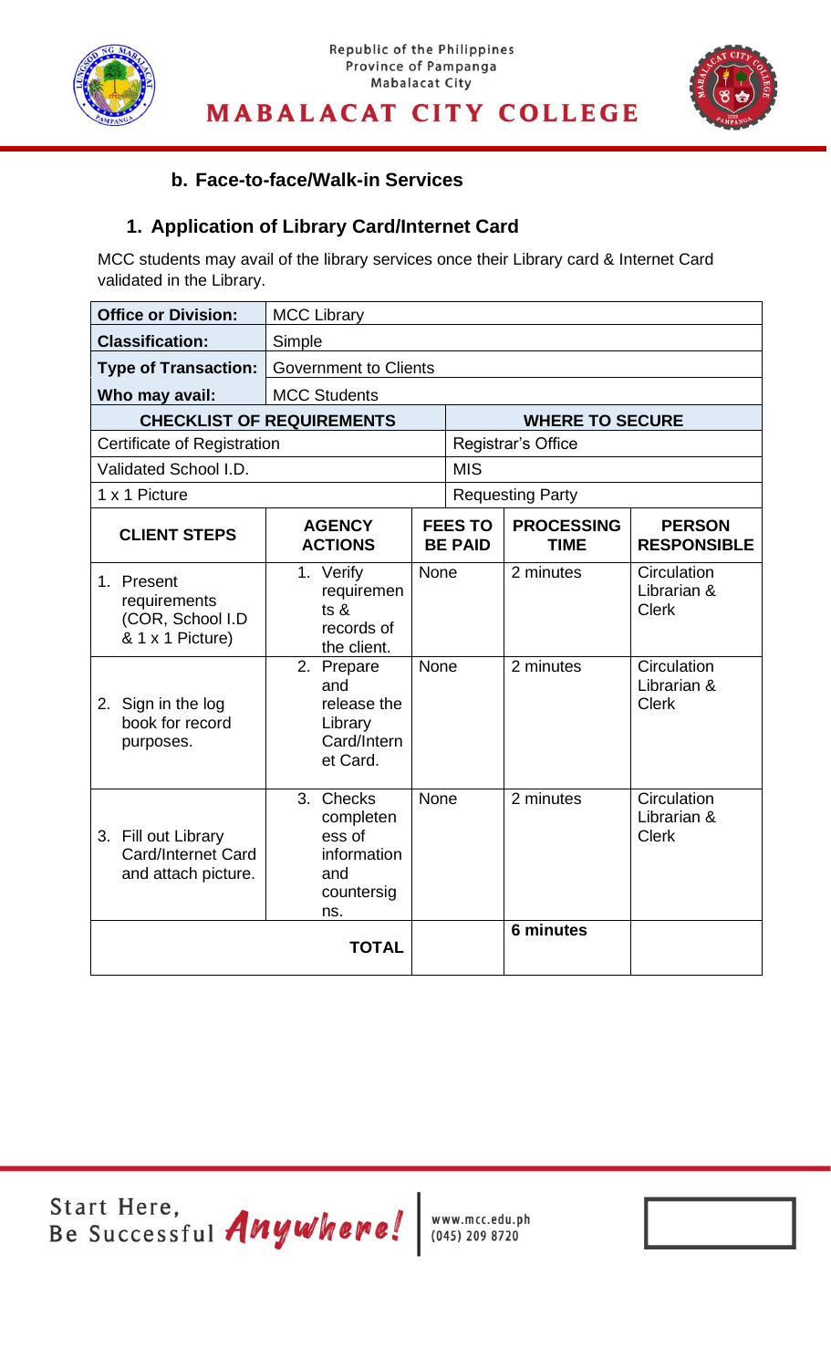### b. Face-to-face/Walk-in Services

## 1. Application of Library Card/Internet Card

MCC students may avail of the library services once their Library card & Internet Card validated in the Library.

| **Office or Division:** | MCC Library | | | |
|---|---|---|---|---|
| **Classification:** | Simple | | | |
| **Type of Transaction:** | Government to Clients | | | |
| **Who may avail:** | MCC Students | | | |
| **CHECKLIST OF REQUIREMENTS** | | **WHERE TO SECURE** | | |
| Certificate of Registration | | Registrar's Office | | |
| Validated School I.D. | | MIS | | |
| 1 x 1 Picture | | Requesting Party | | |
| **CLIENT STEPS** | **AGENCY ACTIONS** | **FEES TO BE PAID** | **PROCESSING TIME** | **PERSON RESPONSIBLE** |
| 1. Present requirements (COR, School I.D & 1 x 1 Picture) | 1. Verify requirements & records of the client. | None | 2 minutes | Circulation Librarian & Clerk |
| 2. Sign in the log book for record purposes. | 2. Prepare and release the Library Card/Internet Card. | None | 2 minutes | Circulation Librarian & Clerk |
| 3. Fill out Library Card/Internet Card and attach picture. | 3. Checks completeness of information and countersigns. | None | 2 minutes | Circulation Librarian & Clerk |
| **TOTAL** | | | **6 minutes** | |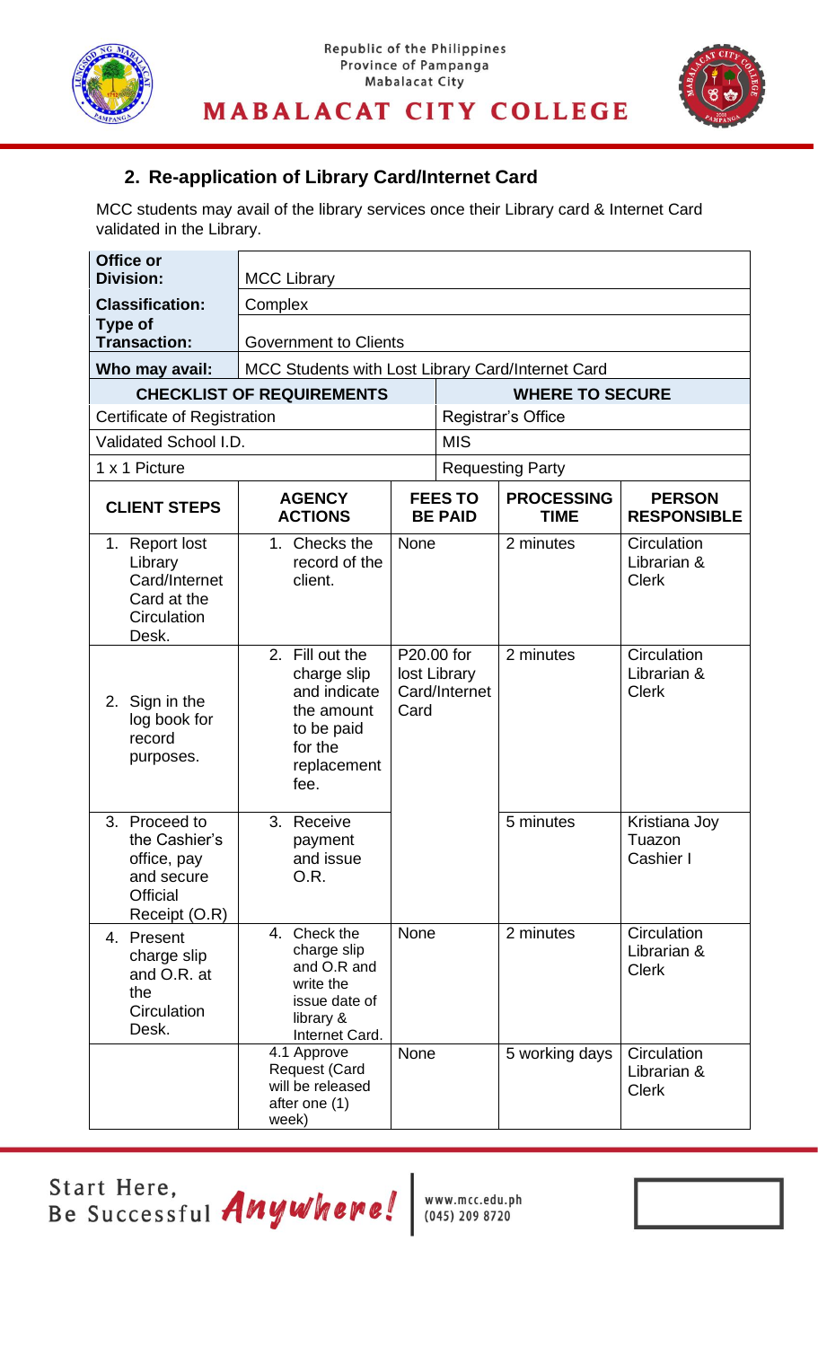## 2. Re-application of Library Card/Internet Card

MCC students may avail of the library services once their Library card & Internet Card validated in the Library.

| | |
|---|---|
| **Office or Division:** | MCC Library |
| **Classification:** | Complex |
| **Type of Transaction:** | Government to Clients |
| **Who may avail:** | MCC Students with Lost Library Card/Internet Card |

| CHECKLIST OF REQUIREMENTS | WHERE TO SECURE |
|---|---|
| Certificate of Registration | Registrar's Office |
| Validated School I.D. | MIS |
| 1 x 1 Picture | Requesting Party |

| CLIENT STEPS | AGENCY ACTIONS | FEES TO BE PAID | PROCESSING TIME | PERSON RESPONSIBLE |
|---|---|---|---|---|
| 1. Report lost Library Card/Internet Card at the Circulation Desk. | 1. Checks the record of the client. | None | 2 minutes | Circulation Librarian & Clerk |
| 2. Sign in the log book for record purposes. | 2. Fill out the charge slip and indicate the amount to be paid for the replacement fee. | P20.00 for lost Library Card/Internet Card | 2 minutes | Circulation Librarian & Clerk |
| 3. Proceed to the Cashier's office, pay and secure Official Receipt (O.R) | 3. Receive payment and issue O.R. | | 5 minutes | Kristiana Joy Tuazon Cashier I |
| 4. Present charge slip and O.R. at the Circulation Desk. | 4. Check the charge slip and O.R and write the issue date of library & Internet Card. | None | 2 minutes | Circulation Librarian & Clerk |
| | 4.1 Approve Request (Card will be released after one (1) week) | None | 5 working days | Circulation Librarian & Clerk |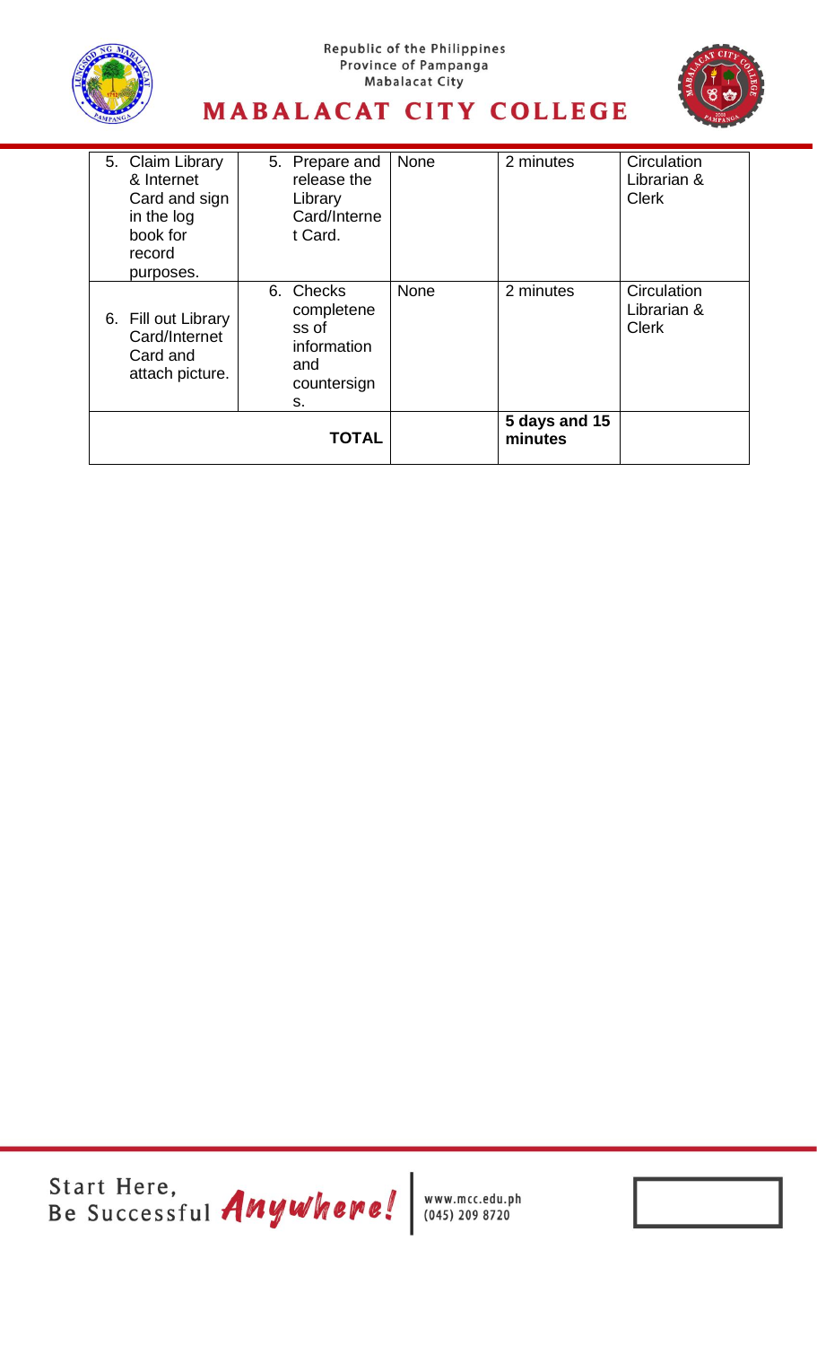| | | | | |
|---|---|---|---|---|
| 5. Claim Library & Internet Card and sign in the log book for record purposes. | 5. Prepare and release the Library Card/Internet Card. | None | 2 minutes | Circulation Librarian & Clerk |
| 6. Fill out Library Card/Internet Card and attach picture. | 6. Checks completeness of information and countersigns. | None | 2 minutes | Circulation Librarian & Clerk |
| **TOTAL** | | | **5 days and 15 minutes** | |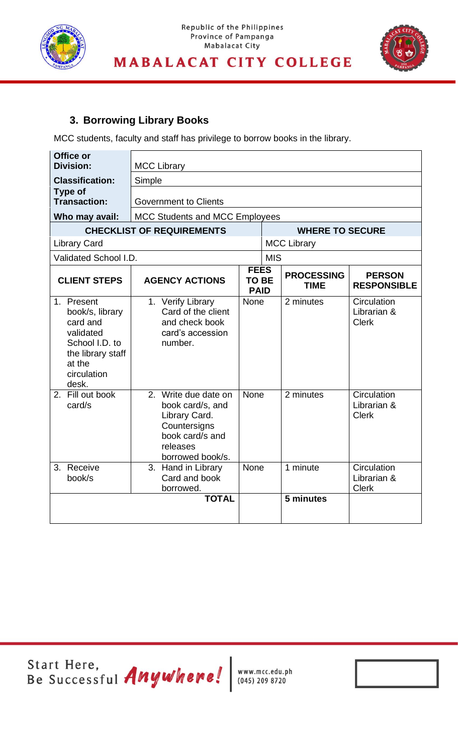### 3. Borrowing Library Books

MCC students, faculty and staff has privilege to borrow books in the library.

| **Office or Division:** | MCC Library | | | |
|---|---|---|---|---|
| **Classification:** | Simple | | | |
| **Type of Transaction:** | Government to Clients | | | |
| **Who may avail:** | MCC Students and MCC Employees | | | |
| **CHECKLIST OF REQUIREMENTS** | | **WHERE TO SECURE** | | |
| Library Card | | MCC Library | | |
| Validated School I.D. | | MIS | | |
| **CLIENT STEPS** | **AGENCY ACTIONS** | **FEES TO BE PAID** | **PROCESSING TIME** | **PERSON RESPONSIBLE** |
| 1. Present book/s, library card and validated School I.D. to the library staff at the circulation desk. | 1. Verify Library Card of the client and check book card's accession number. | None | 2 minutes | Circulation Librarian & Clerk |
| 2. Fill out book card/s | 2. Write due date on book card/s, and Library Card. Countersigns book card/s and releases borrowed book/s. | None | 2 minutes | Circulation Librarian & Clerk |
| 3. Receive book/s | 3. Hand in Library Card and book borrowed. | None | 1 minute | Circulation Librarian & Clerk |
| | **TOTAL** | | **5 minutes** | |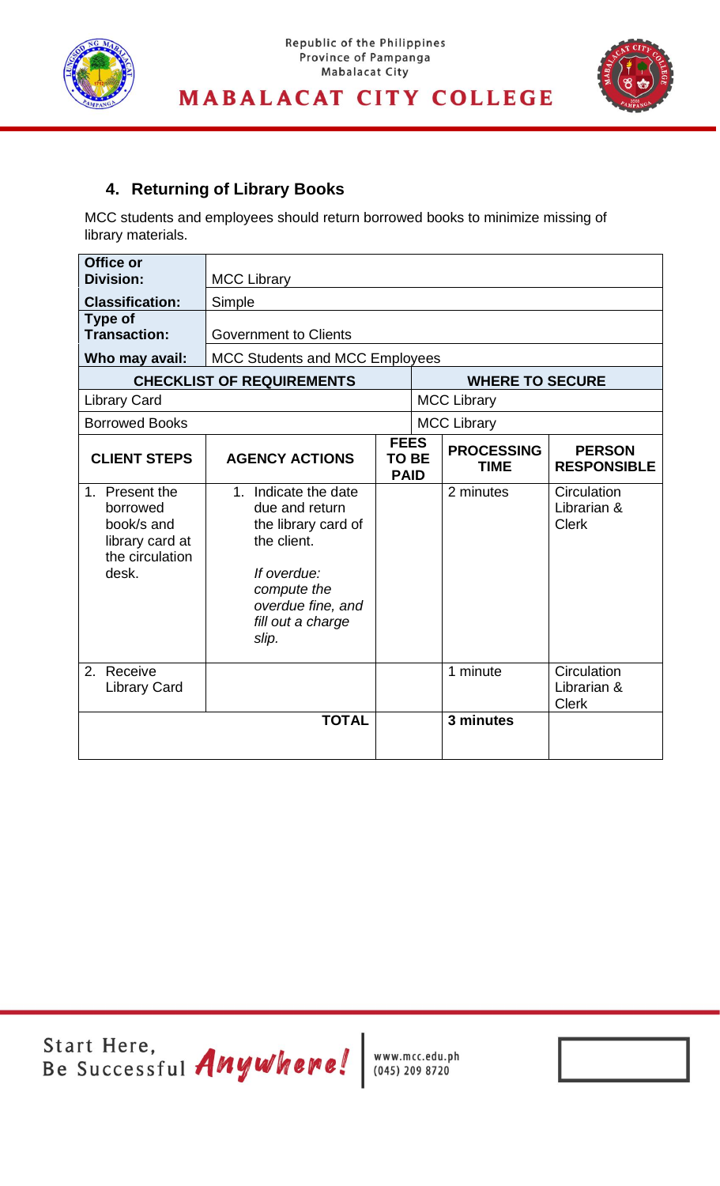## 4. Returning of Library Books

MCC students and employees should return borrowed books to minimize missing of library materials.

| **Office or Division:** | MCC Library | | | |
|---|---|---|---|---|
| **Classification:** | Simple | | | |
| **Type of Transaction:** | Government to Clients | | | |
| **Who may avail:** | MCC Students and MCC Employees | | | |
| **CHECKLIST OF REQUIREMENTS** | | **WHERE TO SECURE** | | |
| Library Card | | MCC Library | | |
| Borrowed Books | | MCC Library | | |
| **CLIENT STEPS** | **AGENCY ACTIONS** | **FEES TO BE PAID** | **PROCESSING TIME** | **PERSON RESPONSIBLE** |
| 1. Present the borrowed book/s and library card at the circulation desk. | 1. Indicate the date due and return the library card of the client. *If overdue: compute the overdue fine, and fill out a charge slip.* | | 2 minutes | Circulation Librarian & Clerk |
| 2. Receive Library Card | | | 1 minute | Circulation Librarian & Clerk |
| | **TOTAL** | | **3 minutes** | |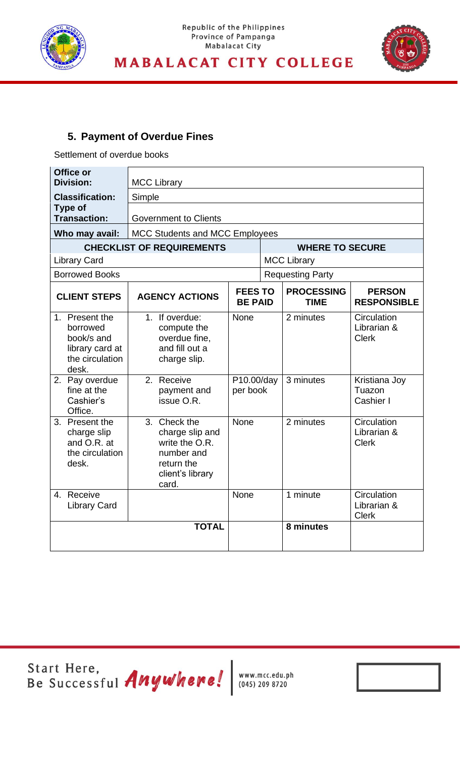## 5. Payment of Overdue Fines

Settlement of overdue books

| | |
|---|---|
| **Office or Division:** | MCC Library |
| **Classification:** | Simple |
| **Type of Transaction:** | Government to Clients |
| **Who may avail:** | MCC Students and MCC Employees |

| CHECKLIST OF REQUIREMENTS | WHERE TO SECURE |
|---|---|
| Library Card | MCC Library |
| Borrowed Books | Requesting Party |

| CLIENT STEPS | AGENCY ACTIONS | FEES TO BE PAID | PROCESSING TIME | PERSON RESPONSIBLE |
|---|---|---|---|---|
| 1. Present the borrowed book/s and library card at the circulation desk. | 1. If overdue: compute the overdue fine, and fill out a charge slip. | None | 2 minutes | Circulation Librarian & Clerk |
| 2. Pay overdue fine at the Cashier's Office. | 2. Receive payment and issue O.R. | P10.00/day per book | 3 minutes | Kristiana Joy Tuazon Cashier I |
| 3. Present the charge slip and O.R. at the circulation desk. | 3. Check the charge slip and write the O.R. number and return the client's library card. | None | 2 minutes | Circulation Librarian & Clerk |
| 4. Receive Library Card | | None | 1 minute | Circulation Librarian & Clerk |
| | **TOTAL** | | **8 minutes** | |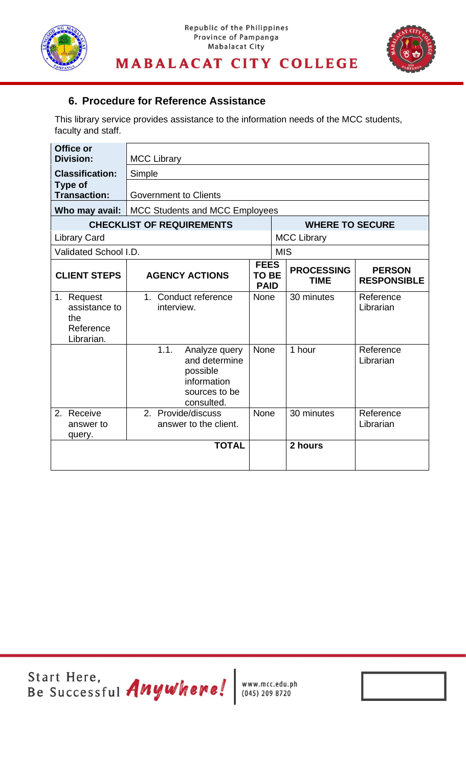## 6. Procedure for Reference Assistance

This library service provides assistance to the information needs of the MCC students, faculty and staff.

| **Office or Division:** | MCC Library | | | |
|---|---|---|---|---|
| **Classification:** | Simple | | | |
| **Type of Transaction:** | Government to Clients | | | |
| **Who may avail:** | MCC Students and MCC Employees | | | |
| **CHECKLIST OF REQUIREMENTS** | | | **WHERE TO SECURE** | |
| Library Card | | | MCC Library | |
| Validated School I.D. | | | MIS | |
| **CLIENT STEPS** | **AGENCY ACTIONS** | **FEES TO BE PAID** | **PROCESSING TIME** | **PERSON RESPONSIBLE** |
| 1. Request assistance to the Reference Librarian. | 1. Conduct reference interview. | None | 30 minutes | Reference Librarian |
| | 1.1. Analyze query and determine possible information sources to be consulted. | None | 1 hour | Reference Librarian |
| 2. Receive answer to query. | 2. Provide/discuss answer to the client. | None | 30 minutes | Reference Librarian |
| | **TOTAL** | | **2 hours** | |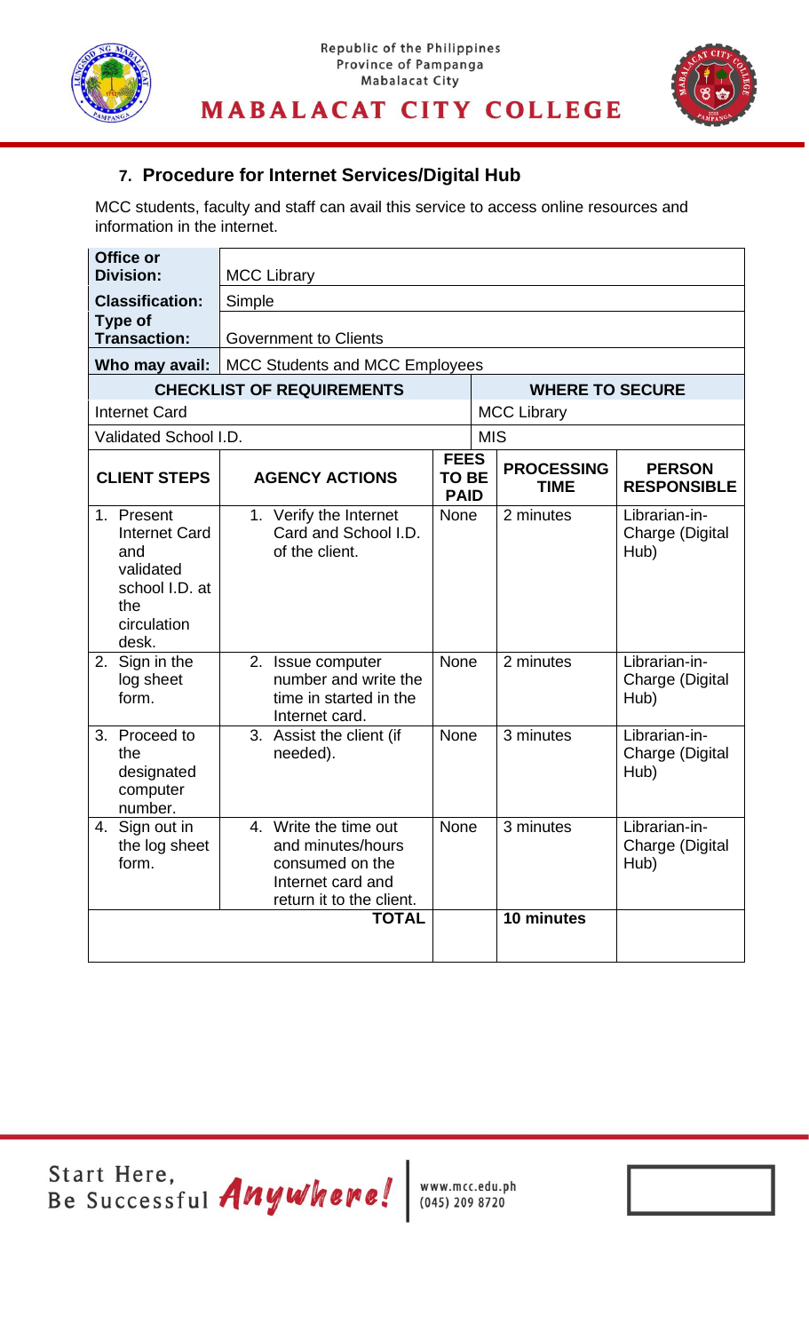## 7. Procedure for Internet Services/Digital Hub

MCC students, faculty and staff can avail this service to access online resources and information in the internet.

| Office or Division: | MCC Library | | | |
|---|---|---|---|---|
| **Classification:** | Simple | | | |
| **Type of Transaction:** | Government to Clients | | | |
| **Who may avail:** | MCC Students and MCC Employees | | | |
| **CHECKLIST OF REQUIREMENTS** | | | **WHERE TO SECURE** | |
| Internet Card | | | MCC Library | |
| Validated School I.D. | | | MIS | |
| **CLIENT STEPS** | **AGENCY ACTIONS** | **FEES TO BE PAID** | **PROCESSING TIME** | **PERSON RESPONSIBLE** |
| 1. Present Internet Card and validated school I.D. at the circulation desk. | 1. Verify the Internet Card and School I.D. of the client. | None | 2 minutes | Librarian-in-Charge (Digital Hub) |
| 2. Sign in the log sheet form. | 2. Issue computer number and write the time in started in the Internet card. | None | 2 minutes | Librarian-in-Charge (Digital Hub) |
| 3. Proceed to the designated computer number. | 3. Assist the client (if needed). | None | 3 minutes | Librarian-in-Charge (Digital Hub) |
| 4. Sign out in the log sheet form. | 4. Write the time out and minutes/hours consumed on the Internet card and return it to the client. | None | 3 minutes | Librarian-in-Charge (Digital Hub) |
| | **TOTAL** | | **10 minutes** | |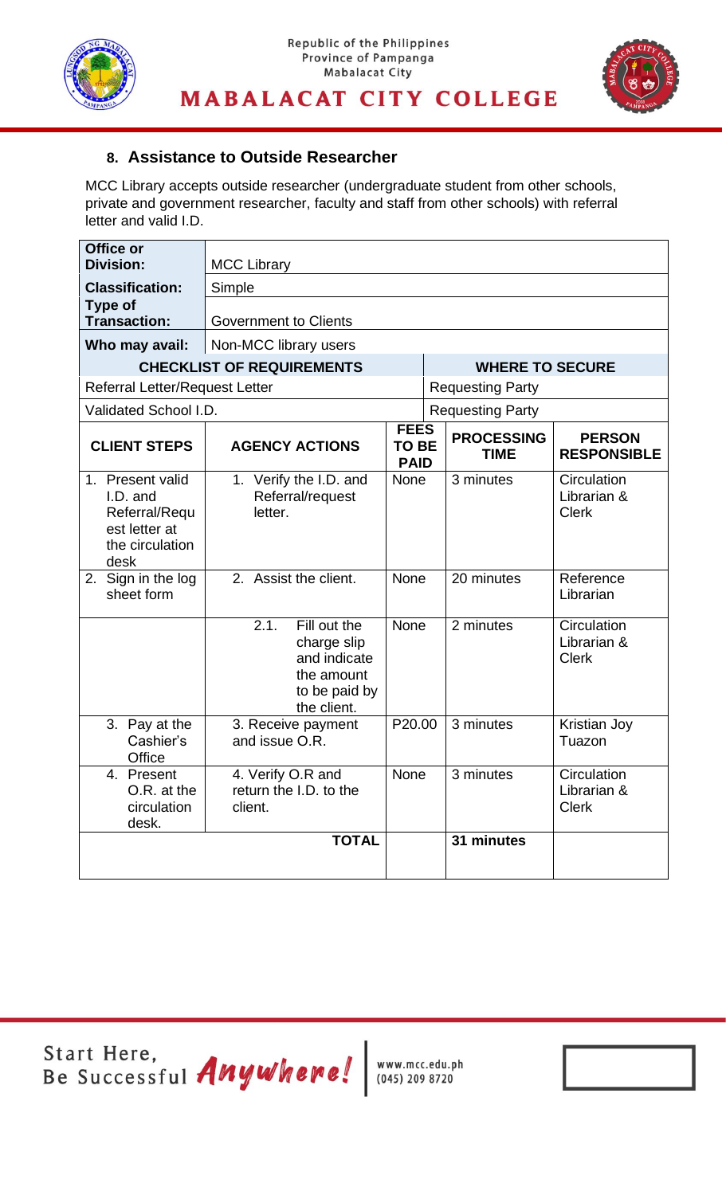## 8. Assistance to Outside Researcher

MCC Library accepts outside researcher (undergraduate student from other schools, private and government researcher, faculty and staff from other schools) with referral letter and valid I.D.

| Office or Division: | MCC Library | | | |
|---|---|---|---|---|
| **Classification:** | Simple | | | |
| **Type of Transaction:** | Government to Clients | | | |
| **Who may avail:** | Non-MCC library users | | | |
| **CHECKLIST OF REQUIREMENTS** | | | **WHERE TO SECURE** | |
| Referral Letter/Request Letter | | | Requesting Party | |
| Validated School I.D. | | | Requesting Party | |
| **CLIENT STEPS** | **AGENCY ACTIONS** | **FEES TO BE PAID** | **PROCESSING TIME** | **PERSON RESPONSIBLE** |
| 1. Present valid I.D. and Referral/Request letter at the circulation desk | 1. Verify the I.D. and Referral/request letter. | None | 3 minutes | Circulation Librarian & Clerk |
| 2. Sign in the log sheet form | 2. Assist the client. | None | 20 minutes | Reference Librarian |
| | 2.1. Fill out the charge slip and indicate the amount to be paid by the client. | None | 2 minutes | Circulation Librarian & Clerk |
| 3. Pay at the Cashier's Office | 3. Receive payment and issue O.R. | P20.00 | 3 minutes | Kristian Joy Tuazon |
| 4. Present O.R. at the circulation desk. | 4. Verify O.R and return the I.D. to the client. | None | 3 minutes | Circulation Librarian & Clerk |
| | **TOTAL** | | **31 minutes** | |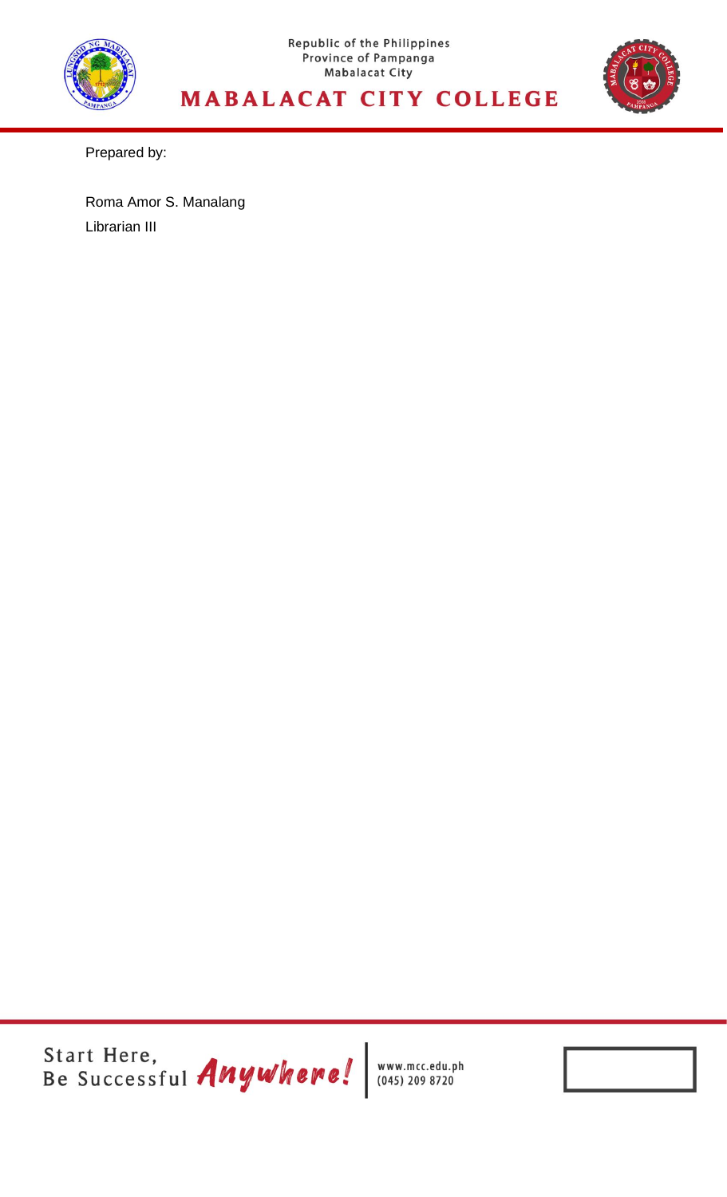Prepared by:

Roma Amor S. Manalang
Librarian III